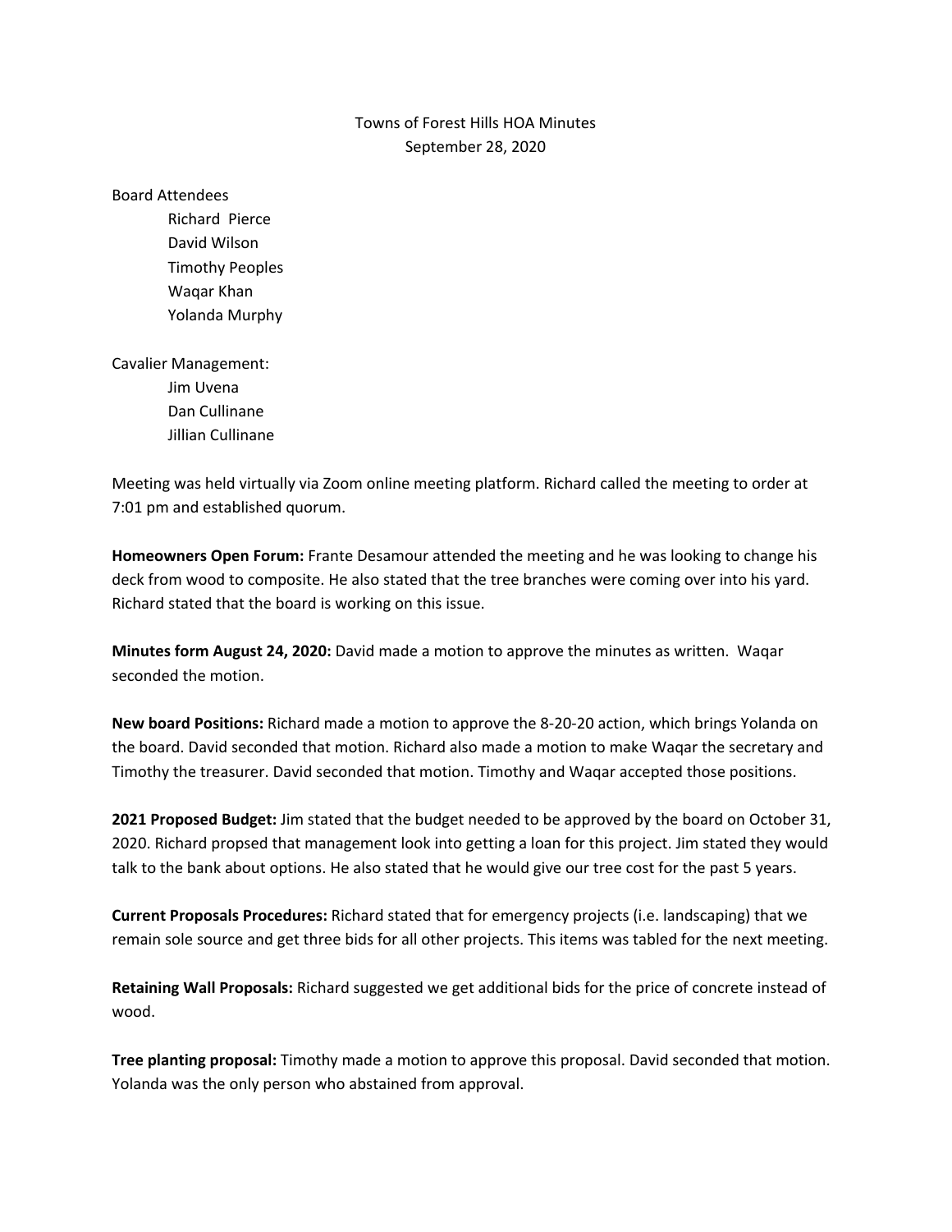# Towns of Forest Hills HOA Minutes
September 28, 2020

Board Attendees

- Richard  Pierce
- David Wilson
- Timothy Peoples
- Waqar Khan
- Yolanda Murphy

Cavalier Management:

- Jim Uvena
- Dan Cullinane
- Jillian Cullinane

Meeting was held virtually via Zoom online meeting platform. Richard called the meeting to order at 7:01 pm and established quorum.

**Homeowners Open Forum:** Frante Desamour attended the meeting and he was looking to change his deck from wood to composite. He also stated that the tree branches were coming over into his yard. Richard stated that the board is working on this issue.

**Minutes form August 24, 2020:** David made a motion to approve the minutes as written.  Waqar seconded the motion.

**New board Positions:** Richard made a motion to approve the 8-20-20 action, which brings Yolanda on the board. David seconded that motion. Richard also made a motion to make Waqar the secretary and Timothy the treasurer. David seconded that motion. Timothy and Waqar accepted those positions.

**2021 Proposed Budget:** Jim stated that the budget needed to be approved by the board on October 31, 2020. Richard propsed that management look into getting a loan for this project. Jim stated they would talk to the bank about options. He also stated that he would give our tree cost for the past 5 years.

**Current Proposals Procedures:** Richard stated that for emergency projects (i.e. landscaping) that we remain sole source and get three bids for all other projects. This items was tabled for the next meeting.

**Retaining Wall Proposals:** Richard suggested we get additional bids for the price of concrete instead of wood.

**Tree planting proposal:** Timothy made a motion to approve this proposal. David seconded that motion. Yolanda was the only person who abstained from approval.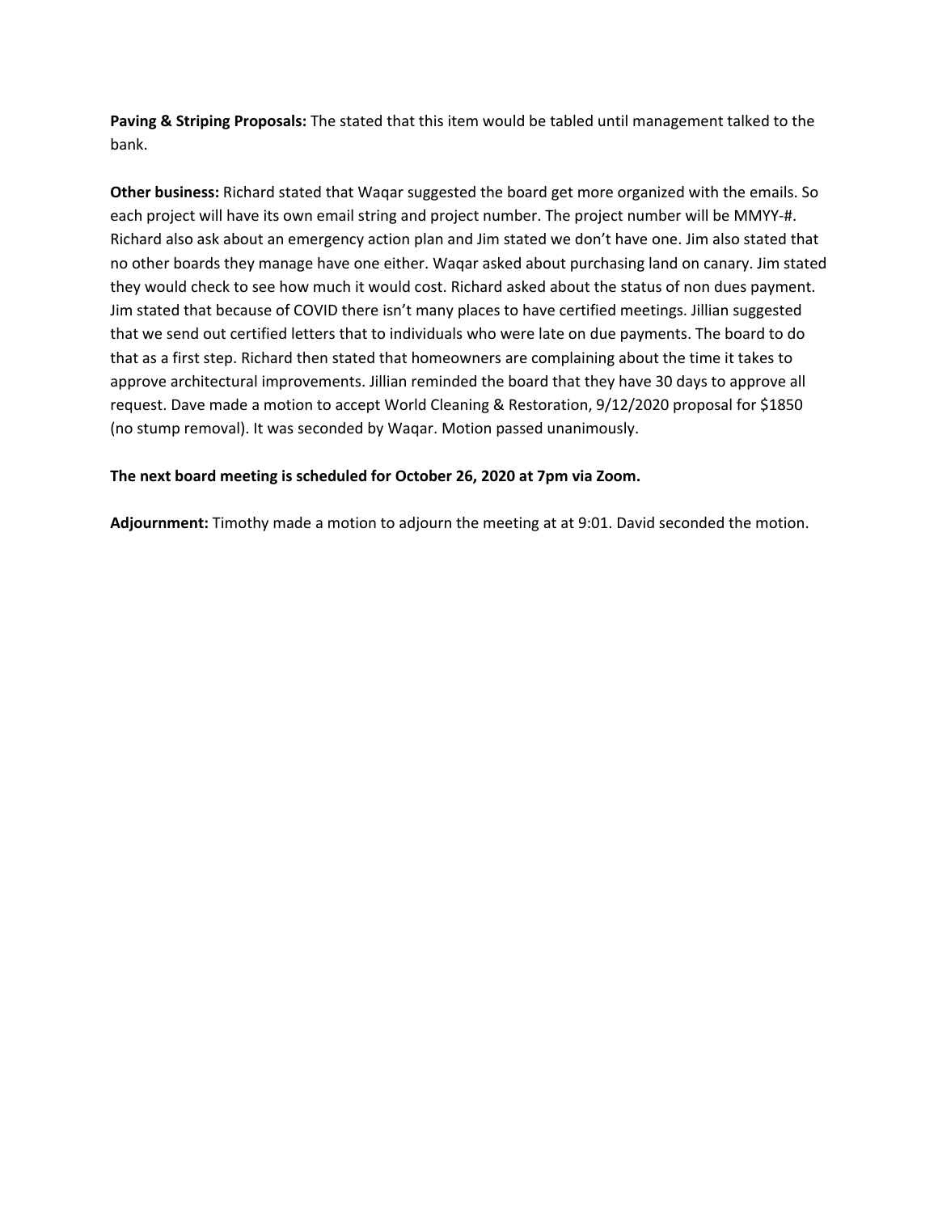**Paving & Striping Proposals:** The stated that this item would be tabled until management talked to the bank.

**Other business:** Richard stated that Waqar suggested the board get more organized with the emails. So each project will have its own email string and project number. The project number will be MMYY-#. Richard also ask about an emergency action plan and Jim stated we don't have one. Jim also stated that no other boards they manage have one either. Waqar asked about purchasing land on canary. Jim stated they would check to see how much it would cost. Richard asked about the status of non dues payment. Jim stated that because of COVID there isn't many places to have certified meetings. Jillian suggested that we send out certified letters that to individuals who were late on due payments. The board to do that as a first step. Richard then stated that homeowners are complaining about the time it takes to approve architectural improvements. Jillian reminded the board that they have 30 days to approve all request. Dave made a motion to accept World Cleaning & Restoration, 9/12/2020 proposal for $1850 (no stump removal). It was seconded by Waqar. Motion passed unanimously.

**The next board meeting is scheduled for October 26, 2020 at 7pm via Zoom.**

**Adjournment:** Timothy made a motion to adjourn the meeting at at 9:01. David seconded the motion.